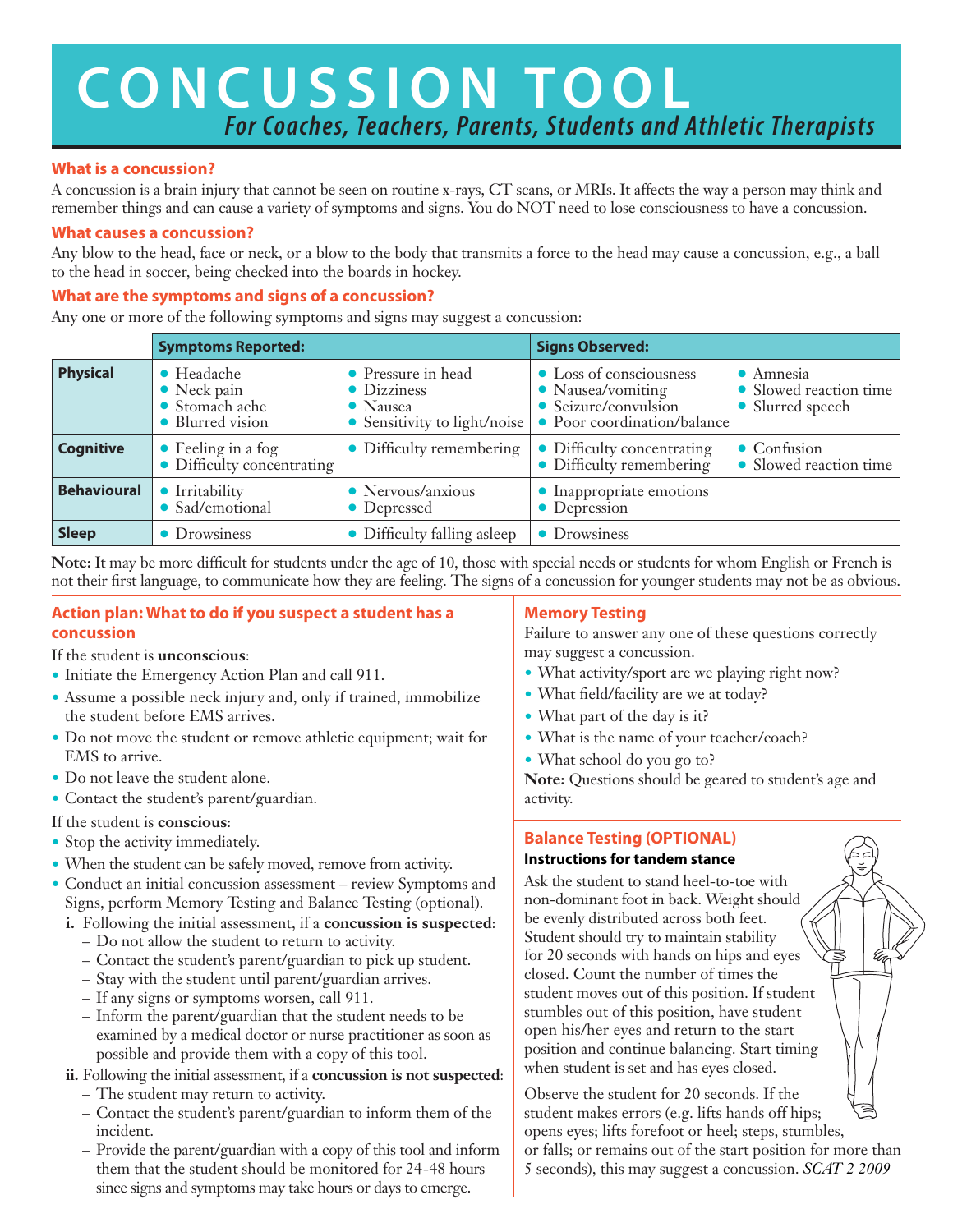# CONCUSSION TOOL

*For Coaches, Teachers, Parents, Students and Athletic Therapists*

## What is a concussion?

A concussion is a brain injury that cannot be seen on routine x-rays, CT scans, or MRIs. It affects the way a person may think and remember things and can cause a variety of symptoms and signs. You do NOT need to lose consciousness to have a concussion.

## What causes a concussion?

Any blow to the head, face or neck, or a blow to the body that transmits a force to the head may cause a concussion, e.g., a ball to the head in soccer, being checked into the boards in hockey.

## What are the symptoms and signs of a concussion?

Any one or more of the following symptoms and signs may suggest a concussion:

| | Symptoms Reported: | | Signs Observed: | |
|---|---|---|---|---|
| **Physical** | • Headache<br>• Neck pain<br>• Stomach ache<br>• Blurred vision | • Pressure in head<br>• Dizziness<br>• Nausea<br>• Sensitivity to light/noise | • Loss of consciousness<br>• Nausea/vomiting<br>• Seizure/convulsion<br>• Poor coordination/balance | • Amnesia<br>• Slowed reaction time<br>• Slurred speech |
| **Cognitive** | • Feeling in a fog<br>• Difficulty concentrating | • Difficulty remembering | • Difficulty concentrating<br>• Difficulty remembering | • Confusion<br>• Slowed reaction time |
| **Behavioural** | • Irritability<br>• Sad/emotional | • Nervous/anxious<br>• Depressed | • Inappropriate emotions<br>• Depression | |
| **Sleep** | • Drowsiness | • Difficulty falling asleep | • Drowsiness | |

**Note:** It may be more difficult for students under the age of 10, those with special needs or students for whom English or French is not their first language, to communicate how they are feeling. The signs of a concussion for younger students may not be as obvious.

## Action plan: What to do if you suspect a student has a concussion

If the student is **unconscious**:

- Initiate the Emergency Action Plan and call 911.
- Assume a possible neck injury and, only if trained, immobilize the student before EMS arrives.
- Do not move the student or remove athletic equipment; wait for EMS to arrive.
- Do not leave the student alone.
- Contact the student's parent/guardian.

If the student is **conscious**:

- Stop the activity immediately.
- When the student can be safely moved, remove from activity.
- Conduct an initial concussion assessment – review Symptoms and Signs, perform Memory Testing and Balance Testing (optional).
  - i. Following the initial assessment, if a **concussion is suspected**:
    - Do not allow the student to return to activity.
    - Contact the student's parent/guardian to pick up student.
    - Stay with the student until parent/guardian arrives.
    - If any signs or symptoms worsen, call 911.
    - Inform the parent/guardian that the student needs to be examined by a medical doctor or nurse practitioner as soon as possible and provide them with a copy of this tool.
  - ii. Following the initial assessment, if a **concussion is not suspected**:
    - The student may return to activity.
    - Contact the student's parent/guardian to inform them of the incident.
    - Provide the parent/guardian with a copy of this tool and inform them that the student should be monitored for 24-48 hours since signs and symptoms may take hours or days to emerge.

## Memory Testing

Failure to answer any one of these questions correctly may suggest a concussion.

- What activity/sport are we playing right now?
- What field/facility are we at today?
- What part of the day is it?
- What is the name of your teacher/coach?
- What school do you go to?

**Note:** Questions should be geared to student's age and activity.

## Balance Testing (OPTIONAL)

### Instructions for tandem stance

Ask the student to stand heel-to-toe with non-dominant foot in back. Weight should be evenly distributed across both feet. Student should try to maintain stability for 20 seconds with hands on hips and eyes closed. Count the number of times the student moves out of this position. If student stumbles out of this position, have student open his/her eyes and return to the start position and continue balancing. Start timing when student is set and has eyes closed.

Observe the student for 20 seconds. If the student makes errors (e.g. lifts hands off hips; opens eyes; lifts forefoot or heel; steps, stumbles, or falls; or remains out of the start position for more than 5 seconds), this may suggest a concussion. *SCAT 2 2009*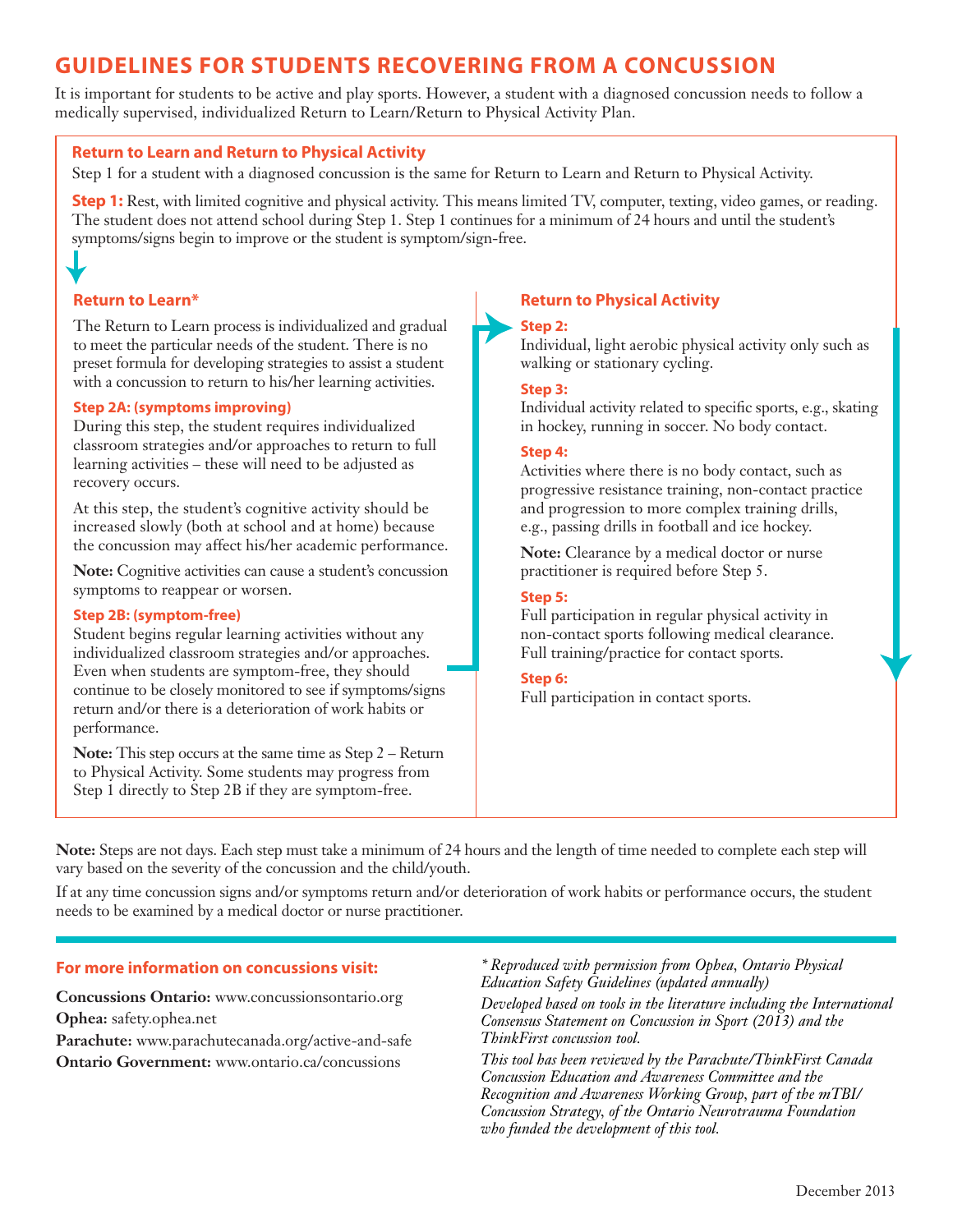# GUIDELINES FOR STUDENTS RECOVERING FROM A CONCUSSION

It is important for students to be active and play sports. However, a student with a diagnosed concussion needs to follow a medically supervised, individualized Return to Learn/Return to Physical Activity Plan.

## Return to Learn and Return to Physical Activity

Step 1 for a student with a diagnosed concussion is the same for Return to Learn and Return to Physical Activity.

**Step 1:** Rest, with limited cognitive and physical activity. This means limited TV, computer, texting, video games, or reading. The student does not attend school during Step 1. Step 1 continues for a minimum of 24 hours and until the student's symptoms/signs begin to improve or the student is symptom/sign-free.

## Return to Learn*

The Return to Learn process is individualized and gradual to meet the particular needs of the student. There is no preset formula for developing strategies to assist a student with a concussion to return to his/her learning activities.

### Step 2A: (symptoms improving)

During this step, the student requires individualized classroom strategies and/or approaches to return to full learning activities – these will need to be adjusted as recovery occurs.

At this step, the student's cognitive activity should be increased slowly (both at school and at home) because the concussion may affect his/her academic performance.

**Note:** Cognitive activities can cause a student's concussion symptoms to reappear or worsen.

### Step 2B: (symptom-free)

Student begins regular learning activities without any individualized classroom strategies and/or approaches. Even when students are symptom-free, they should continue to be closely monitored to see if symptoms/signs return and/or there is a deterioration of work habits or performance.

**Note:** This step occurs at the same time as Step 2 – Return to Physical Activity. Some students may progress from Step 1 directly to Step 2B if they are symptom-free.

## Return to Physical Activity

### Step 2:

Individual, light aerobic physical activity only such as walking or stationary cycling.

### Step 3:

Individual activity related to specific sports, e.g., skating in hockey, running in soccer. No body contact.

### Step 4:

Activities where there is no body contact, such as progressive resistance training, non-contact practice and progression to more complex training drills, e.g., passing drills in football and ice hockey.

**Note:** Clearance by a medical doctor or nurse practitioner is required before Step 5.

### Step 5:

Full participation in regular physical activity in non-contact sports following medical clearance. Full training/practice for contact sports.

### Step 6:

Full participation in contact sports.

**Note:** Steps are not days. Each step must take a minimum of 24 hours and the length of time needed to complete each step will vary based on the severity of the concussion and the child/youth.

If at any time concussion signs and/or symptoms return and/or deterioration of work habits or performance occurs, the student needs to be examined by a medical doctor or nurse practitioner.

## For more information on concussions visit:

**Concussions Ontario:** www.concussionsontario.org
**Ophea:** safety.ophea.net
**Parachute:** www.parachutecanada.org/active-and-safe
**Ontario Government:** www.ontario.ca/concussions

*\* Reproduced with permission from Ophea, Ontario Physical Education Safety Guidelines (updated annually)*

*Developed based on tools in the literature including the International Consensus Statement on Concussion in Sport (2013) and the ThinkFirst concussion tool.*

*This tool has been reviewed by the Parachute/ThinkFirst Canada Concussion Education and Awareness Committee and the Recognition and Awareness Working Group, part of the mTBI/Concussion Strategy, of the Ontario Neurotrauma Foundation who funded the development of this tool.*

December 2013